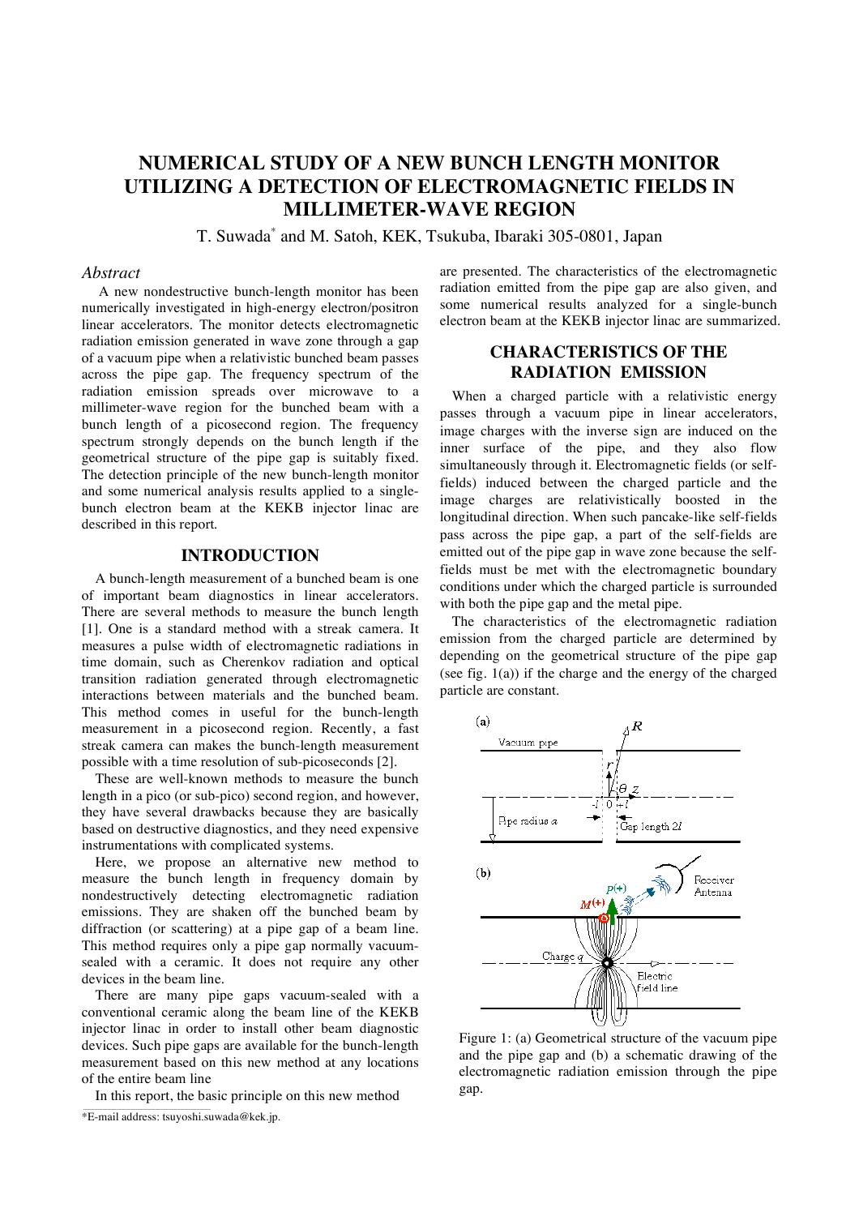# NUMERICAL STUDY OF A NEW BUNCH LENGTH MONITOR UTILIZING A DETECTION OF ELECTROMAGNETIC FIELDS IN MILLIMETER-WAVE REGION

T. Suwada* and M. Satoh, KEK, Tsukuba, Ibaraki 305-0801, Japan

## *Abstract*

A new nondestructive bunch-length monitor has been numerically investigated in high-energy electron/positron linear accelerators. The monitor detects electromagnetic radiation emission generated in wave zone through a gap of a vacuum pipe when a relativistic bunched beam passes across the pipe gap. The frequency spectrum of the radiation emission spreads over microwave to a millimeter-wave region for the bunched beam with a bunch length of a picosecond region. The frequency spectrum strongly depends on the bunch length if the geometrical structure of the pipe gap is suitably fixed. The detection principle of the new bunch-length monitor and some numerical analysis results applied to a single-bunch electron beam at the KEKB injector linac are described in this report.

## INTRODUCTION

A bunch-length measurement of a bunched beam is one of important beam diagnostics in linear accelerators. There are several methods to measure the bunch length [1]. One is a standard method with a streak camera. It measures a pulse width of electromagnetic radiations in time domain, such as Cherenkov radiation and optical transition radiation generated through electromagnetic interactions between materials and the bunched beam. This method comes in useful for the bunch-length measurement in a picosecond region. Recently, a fast streak camera can makes the bunch-length measurement possible with a time resolution of sub-picoseconds [2].

These are well-known methods to measure the bunch length in a pico (or sub-pico) second region, and however, they have several drawbacks because they are basically based on destructive diagnostics, and they need expensive instrumentations with complicated systems.

Here, we propose an alternative new method to measure the bunch length in frequency domain by nondestructively detecting electromagnetic radiation emissions. They are shaken off the bunched beam by diffraction (or scattering) at a pipe gap of a beam line. This method requires only a pipe gap normally vacuum-sealed with a ceramic. It does not require any other devices in the beam line.

There are many pipe gaps vacuum-sealed with a conventional ceramic along the beam line of the KEKB injector linac in order to install other beam diagnostic devices. Such pipe gaps are available for the bunch-length measurement based on this new method at any locations of the entire beam line

In this report, the basic principle on this new method are presented. The characteristics of the electromagnetic radiation emitted from the pipe gap are also given, and some numerical results analyzed for a single-bunch electron beam at the KEKB injector linac are summarized.

## CHARACTERISTICS OF THE RADIATION EMISSION

When a charged particle with a relativistic energy passes through a vacuum pipe in linear accelerators, image charges with the inverse sign are induced on the inner surface of the pipe, and they also flow simultaneously through it. Electromagnetic fields (or self-fields) induced between the charged particle and the image charges are relativistically boosted in the longitudinal direction. When such pancake-like self-fields pass across the pipe gap, a part of the self-fields are emitted out of the pipe gap in wave zone because the self-fields must be met with the electromagnetic boundary conditions under which the charged particle is surrounded with both the pipe gap and the metal pipe.

The characteristics of the electromagnetic radiation emission from the charged particle are determined by depending on the geometrical structure of the pipe gap (see fig. 1(a)) if the charge and the energy of the charged particle are constant.

Figure 1: (a) Geometrical structure of the vacuum pipe and the pipe gap and (b) a schematic drawing of the electromagnetic radiation emission through the pipe gap.

*E-mail address: tsuyoshi.suwada@kek.jp.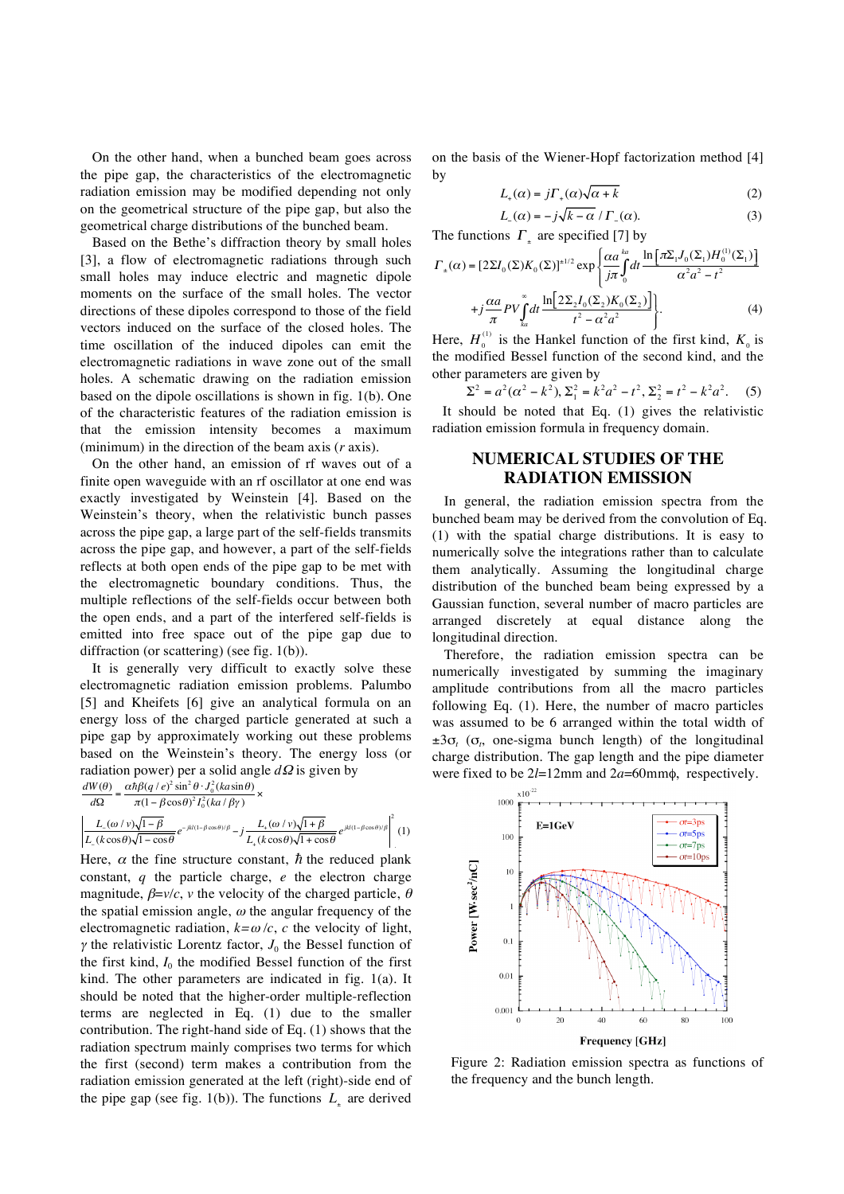On the other hand, when a bunched beam goes across the pipe gap, the characteristics of the electromagnetic radiation emission may be modified depending not only on the geometrical structure of the pipe gap, but also the geometrical charge distributions of the bunched beam.

Based on the Bethe's diffraction theory by small holes [3], a flow of electromagnetic radiations through such small holes may induce electric and magnetic dipole moments on the surface of the small holes. The vector directions of these dipoles correspond to those of the field vectors induced on the surface of the closed holes. The time oscillation of the induced dipoles can emit the electromagnetic radiations in wave zone out of the small holes. A schematic drawing on the radiation emission based on the dipole oscillations is shown in fig. 1(b). One of the characteristic features of the radiation emission is that the emission intensity becomes a maximum (minimum) in the direction of the beam axis ($r$ axis).

On the other hand, an emission of rf waves out of a finite open waveguide with an rf oscillator at one end was exactly investigated by Weinstein [4]. Based on the Weinstein's theory, when the relativistic bunch passes across the pipe gap, a large part of the self-fields transmits across the pipe gap, and however, a part of the self-fields reflects at both open ends of the pipe gap to be met with the electromagnetic boundary conditions. Thus, the multiple reflections of the self-fields occur between both the open ends, and a part of the interfered self-fields is emitted into free space out of the pipe gap due to diffraction (or scattering) (see fig. 1(b)).

It is generally very difficult to exactly solve these electromagnetic radiation emission problems. Palumbo [5] and Kheifets [6] give an analytical formula on an energy loss of the charged particle generated at such a pipe gap by approximately working out these problems based on the Weinstein's theory. The energy loss (or radiation power) per a solid angle $d\Omega$ is given by

$$\frac{dW(\theta)}{d\Omega} = \frac{\alpha\hbar\beta(q/e)^2\sin^2\theta\cdot J_0^2(ka\sin\theta)}{\pi(1-\beta\cos\theta)^2 I_0^2(ka/\beta\gamma)}\times$$
$$\left|\frac{L_-(\omega/v)\sqrt{1-\beta}}{L_-(k\cos\theta)\sqrt{1-\cos\theta}}e^{-jkl(1-\beta\cos\theta)/\beta} - j\frac{L_+(\omega/v)\sqrt{1+\beta}}{L_+(k\cos\theta)\sqrt{1+\cos\theta}}e^{jkl(1-\beta\cos\theta)/\beta}\right|^2 \quad (1)$$

Here, $\alpha$ the fine structure constant, $\hbar$ the reduced plank constant, $q$ the particle charge, $e$ the electron charge magnitude, $\beta = v/c$, $v$ the velocity of the charged particle, $\theta$ the spatial emission angle, $\omega$ the angular frequency of the electromagnetic radiation, $k=\omega/c$, $c$ the velocity of light, $\gamma$ the relativistic Lorentz factor, $J_0$ the Bessel function of the first kind, $I_0$ the modified Bessel function of the first kind. The other parameters are indicated in fig. 1(a). It should be noted that the higher-order multiple-reflection terms are neglected in Eq. (1) due to the smaller contribution. The right-hand side of Eq. (1) shows that the radiation spectrum mainly comprises two terms for which the first (second) term makes a contribution from the radiation emission generated at the left (right)-side end of the pipe gap (see fig. 1(b)). The functions $L_\pm$ are derived on the basis of the Wiener-Hopf factorization method [4] by

$$L_+(\alpha) = j\Gamma_+(\alpha)\sqrt{\alpha+k} \quad (2)$$

$$L_-(\alpha) = -j\sqrt{k-\alpha}\,/\,\Gamma_-(\alpha). \quad (3)$$

The functions $\Gamma_\pm$ are specified [7] by

$$\Gamma_\pm(\alpha) = [2\Sigma I_0(\Sigma)K_0(\Sigma)]^{\pm 1/2}\exp\left\{\frac{\alpha a}{j\pi}\int_0^{ka} dt\,\frac{\ln\left[\pi\Sigma_1 J_0(\Sigma_1)H_0^{(1)}(\Sigma_1)\right]}{\alpha^2 a^2 - t^2}\right.$$
$$\left. + j\frac{\alpha a}{\pi}PV\int_{ka}^{\infty} dt\,\frac{\ln\left[2\Sigma_2 I_0(\Sigma_2)K_0(\Sigma_2)\right]}{t^2-\alpha^2 a^2}\right\}. \quad (4)$$

Here, $H_0^{(1)}$ is the Hankel function of the first kind, $K_0$ is the modified Bessel function of the second kind, and the other parameters are given by

$$\Sigma^2 = a^2(\alpha^2 - k^2),\ \Sigma_1^2 = k^2a^2 - t^2,\ \Sigma_2^2 = t^2 - k^2a^2. \quad (5)$$

It should be noted that Eq. (1) gives the relativistic radiation emission formula in frequency domain.

## NUMERICAL STUDIES OF THE RADIATION EMISSION

In general, the radiation emission spectra from the bunched beam may be derived from the convolution of Eq. (1) with the spatial charge distributions. It is easy to numerically solve the integrations rather than to calculate them analytically. Assuming the longitudinal charge distribution of the bunched beam being expressed by a Gaussian function, several number of macro particles are arranged discretely at equal distance along the longitudinal direction.

Therefore, the radiation emission spectra can be numerically investigated by summing the imaginary amplitude contributions from all the macro particles following Eq. (1). Here, the number of macro particles was assumed to be 6 arranged within the total width of $\pm 3\sigma_t$ ($\sigma_t$, one-sigma bunch length) of the longitudinal charge distribution. The gap length and the pipe diameter were fixed to be $2l$=12mm and $2a$=60mmϕ, respectively.

Figure 2: Radiation emission spectra as functions of the frequency and the bunch length.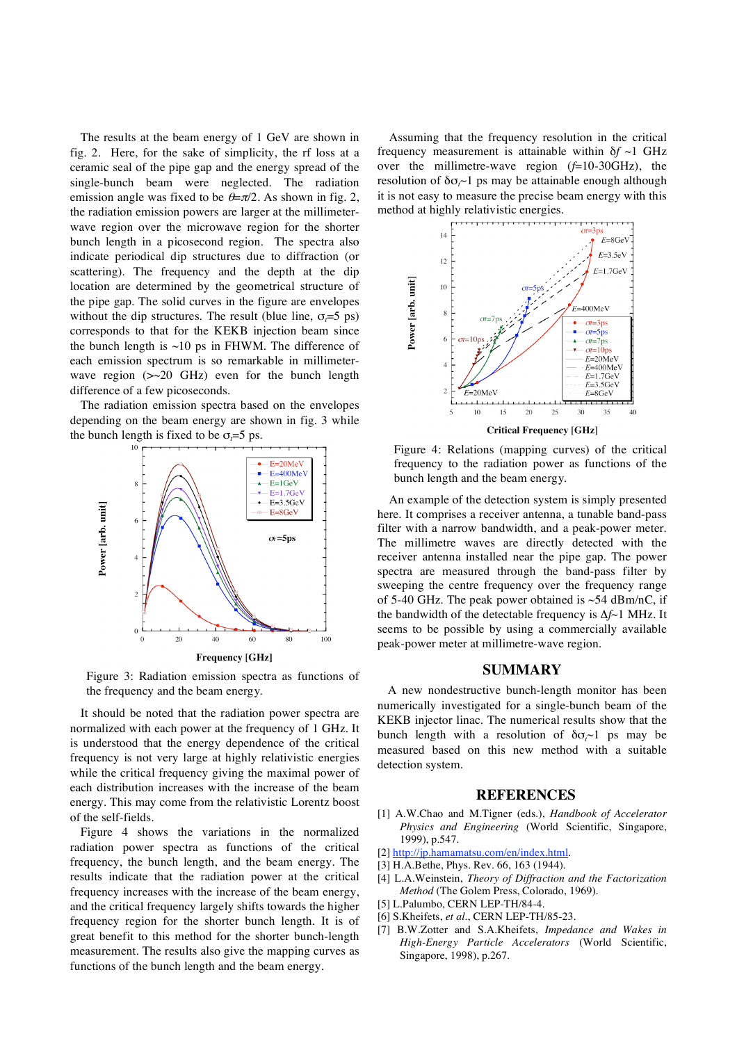The results at the beam energy of 1 GeV are shown in fig. 2. Here, for the sake of simplicity, the rf loss at a ceramic seal of the pipe gap and the energy spread of the single-bunch beam were neglected. The radiation emission angle was fixed to be $\theta=\pi/2$. As shown in fig. 2, the radiation emission powers are larger at the millimeter-wave region over the microwave region for the shorter bunch length in a picosecond region. The spectra also indicate periodical dip structures due to diffraction (or scattering). The frequency and the depth at the dip location are determined by the geometrical structure of the pipe gap. The solid curves in the figure are envelopes without the dip structures. The result (blue line, $\sigma_t$=5 ps) corresponds to that for the KEKB injection beam since the bunch length is ~10 ps in FHWM. The difference of each emission spectrum is so remarkable in millimeter-wave region (>~20 GHz) even for the bunch length difference of a few picoseconds.

The radiation emission spectra based on the envelopes depending on the beam energy are shown in fig. 3 while the bunch length is fixed to be $\sigma_t$=5 ps.

Power [arb. unit]
Frequency [GHz]
0
2
4
6
8
10
0
20
40
60
80
100
E=20MeV
E=400MeV
E=1GeV
E=1.7GeV
E=3.5GeV
E=8GeV
$\sigma_t$=5ps

Figure 3: Radiation emission spectra as functions of the frequency and the beam energy.

It should be noted that the radiation power spectra are normalized with each power at the frequency of 1 GHz. It is understood that the energy dependence of the critical frequency is not very large at highly relativistic energies while the critical frequency giving the maximal power of each distribution increases with the increase of the beam energy. This may come from the relativistic Lorentz boost of the self-fields.

Figure 4 shows the variations in the normalized radiation power spectra as functions of the critical frequency, the bunch length, and the beam energy. The results indicate that the radiation power at the critical frequency increases with the increase of the beam energy, and the critical frequency largely shifts towards the higher frequency region for the shorter bunch length. It is of great benefit to this method for the shorter bunch-length measurement. The results also give the mapping curves as functions of the bunch length and the beam energy.

Assuming that the frequency resolution in the critical frequency measurement is attainable within $\delta f$ ~1 GHz over the millimetre-wave region ($f$=10-30GHz), the resolution of $\delta\sigma_t$~1 ps may be attainable enough although it is not easy to measure the precise beam energy with this method at highly relativistic energies.

Power [arb. unit]
Critical Frequency [GHz]
2
4
6
8
10
12
14
5
10
15
20
25
30
35
40
$\sigma$t=3ps
$\sigma$t=5ps
$\sigma$t=7ps
$\sigma$t=10ps
E=8GeV
E=3.5eV
E=1.7GeV
E=400MeV
E=20MeV
$\sigma$t=3ps
$\sigma$t=5ps
$\sigma$t=7ps
$\sigma$t=10ps
E=20MeV
E=400MeV
E=1.7GeV
E=3.5GeV
E=8GeV

Figure 4: Relations (mapping curves) of the critical frequency to the radiation power as functions of the bunch length and the beam energy.

An example of the detection system is simply presented here. It comprises a receiver antenna, a tunable band-pass filter with a narrow bandwidth, and a peak-power meter. The millimetre waves are directly detected with the receiver antenna installed near the pipe gap. The power spectra are measured through the band-pass filter by sweeping the centre frequency over the frequency range of 5-40 GHz. The peak power obtained is ~54 dBm/nC, if the bandwidth of the detectable frequency is $\Delta f$~1 MHz. It seems to be possible by using a commercially available peak-power meter at millimetre-wave region.

## SUMMARY

A new nondestructive bunch-length monitor has been numerically investigated for a single-bunch beam of the KEKB injector linac. The numerical results show that the bunch length with a resolution of $\delta\sigma_t$~1 ps may be measured based on this new method with a suitable detection system.

## REFERENCES

[1] A.W.Chao and M.Tigner (eds.), *Handbook of Accelerator Physics and Engineering* (World Scientific, Singapore, 1999), p.547.

[2] http://jp.hamamatsu.com/en/index.html.

[3] H.A.Bethe, Phys. Rev. 66, 163 (1944).

[4] L.A.Weinstein, *Theory of Diffraction and the Factorization Method* (The Golem Press, Colorado, 1969).

[5] L.Palumbo, CERN LEP-TH/84-4.

[6] S.Kheifets, *et al.*, CERN LEP-TH/85-23.

[7] B.W.Zotter and S.A.Kheifets, *Impedance and Wakes in High-Energy Particle Accelerators* (World Scientific, Singapore, 1998), p.267.